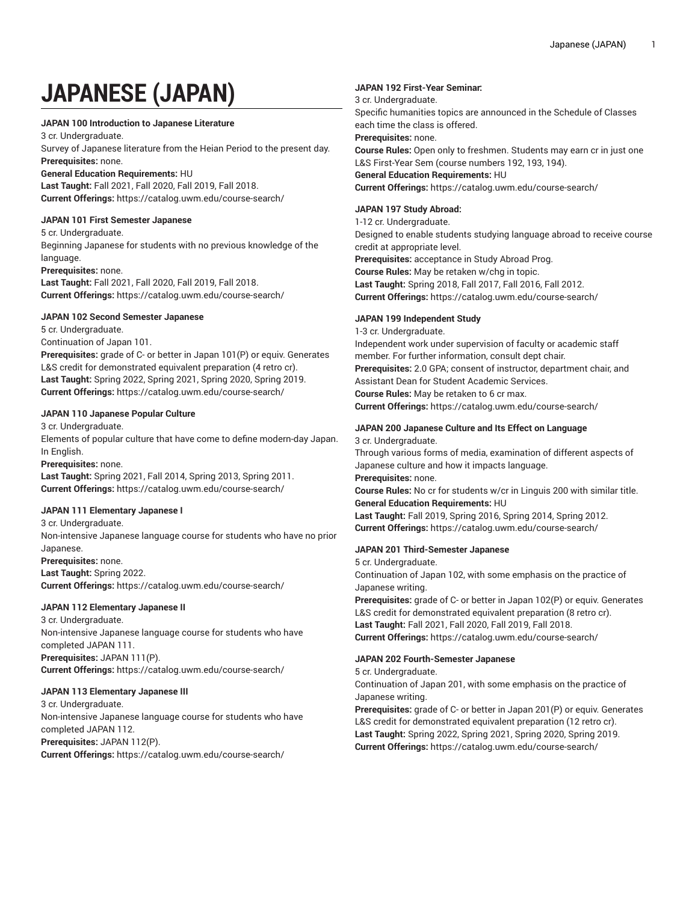# JAPANESE (JAPAN)

**JAPAN 100 Introduction to Japanese Literature**
3 cr. Undergraduate.
Survey of Japanese literature from the Heian Period to the present day.
**Prerequisites:** none.
**General Education Requirements:** HU
**Last Taught:** Fall 2021, Fall 2020, Fall 2019, Fall 2018.
**Current Offerings:** https://catalog.uwm.edu/course-search/

**JAPAN 101 First Semester Japanese**
5 cr. Undergraduate.
Beginning Japanese for students with no previous knowledge of the language.
**Prerequisites:** none.
**Last Taught:** Fall 2021, Fall 2020, Fall 2019, Fall 2018.
**Current Offerings:** https://catalog.uwm.edu/course-search/

**JAPAN 102 Second Semester Japanese**
5 cr. Undergraduate.
Continuation of Japan 101.
**Prerequisites:** grade of C- or better in Japan 101(P) or equiv. Generates L&S credit for demonstrated equivalent preparation (4 retro cr).
**Last Taught:** Spring 2022, Spring 2021, Spring 2020, Spring 2019.
**Current Offerings:** https://catalog.uwm.edu/course-search/

**JAPAN 110 Japanese Popular Culture**
3 cr. Undergraduate.
Elements of popular culture that have come to define modern-day Japan. In English.
**Prerequisites:** none.
**Last Taught:** Spring 2021, Fall 2014, Spring 2013, Spring 2011.
**Current Offerings:** https://catalog.uwm.edu/course-search/

**JAPAN 111 Elementary Japanese I**
3 cr. Undergraduate.
Non-intensive Japanese language course for students who have no prior Japanese.
**Prerequisites:** none.
**Last Taught:** Spring 2022.
**Current Offerings:** https://catalog.uwm.edu/course-search/

**JAPAN 112 Elementary Japanese II**
3 cr. Undergraduate.
Non-intensive Japanese language course for students who have completed JAPAN 111.
**Prerequisites:** JAPAN 111(P).
**Current Offerings:** https://catalog.uwm.edu/course-search/

**JAPAN 113 Elementary Japanese III**
3 cr. Undergraduate.
Non-intensive Japanese language course for students who have completed JAPAN 112.
**Prerequisites:** JAPAN 112(P).
**Current Offerings:** https://catalog.uwm.edu/course-search/

**JAPAN 192 First-Year Seminar:**
3 cr. Undergraduate.
Specific humanities topics are announced in the Schedule of Classes each time the class is offered.
**Prerequisites:** none.
**Course Rules:** Open only to freshmen. Students may earn cr in just one L&S First-Year Sem (course numbers 192, 193, 194).
**General Education Requirements:** HU
**Current Offerings:** https://catalog.uwm.edu/course-search/

**JAPAN 197 Study Abroad:**
1-12 cr. Undergraduate.
Designed to enable students studying language abroad to receive course credit at appropriate level.
**Prerequisites:** acceptance in Study Abroad Prog.
**Course Rules:** May be retaken w/chg in topic.
**Last Taught:** Spring 2018, Fall 2017, Fall 2016, Fall 2012.
**Current Offerings:** https://catalog.uwm.edu/course-search/

**JAPAN 199 Independent Study**
1-3 cr. Undergraduate.
Independent work under supervision of faculty or academic staff member. For further information, consult dept chair.
**Prerequisites:** 2.0 GPA; consent of instructor, department chair, and Assistant Dean for Student Academic Services.
**Course Rules:** May be retaken to 6 cr max.
**Current Offerings:** https://catalog.uwm.edu/course-search/

**JAPAN 200 Japanese Culture and Its Effect on Language**
3 cr. Undergraduate.
Through various forms of media, examination of different aspects of Japanese culture and how it impacts language.
**Prerequisites:** none.
**Course Rules:** No cr for students w/cr in Linguis 200 with similar title.
**General Education Requirements:** HU
**Last Taught:** Fall 2019, Spring 2016, Spring 2014, Spring 2012.
**Current Offerings:** https://catalog.uwm.edu/course-search/

**JAPAN 201 Third-Semester Japanese**
5 cr. Undergraduate.
Continuation of Japan 102, with some emphasis on the practice of Japanese writing.
**Prerequisites:** grade of C- or better in Japan 102(P) or equiv. Generates L&S credit for demonstrated equivalent preparation (8 retro cr).
**Last Taught:** Fall 2021, Fall 2020, Fall 2019, Fall 2018.
**Current Offerings:** https://catalog.uwm.edu/course-search/

**JAPAN 202 Fourth-Semester Japanese**
5 cr. Undergraduate.
Continuation of Japan 201, with some emphasis on the practice of Japanese writing.
**Prerequisites:** grade of C- or better in Japan 201(P) or equiv. Generates L&S credit for demonstrated equivalent preparation (12 retro cr).
**Last Taught:** Spring 2022, Spring 2021, Spring 2020, Spring 2019.
**Current Offerings:** https://catalog.uwm.edu/course-search/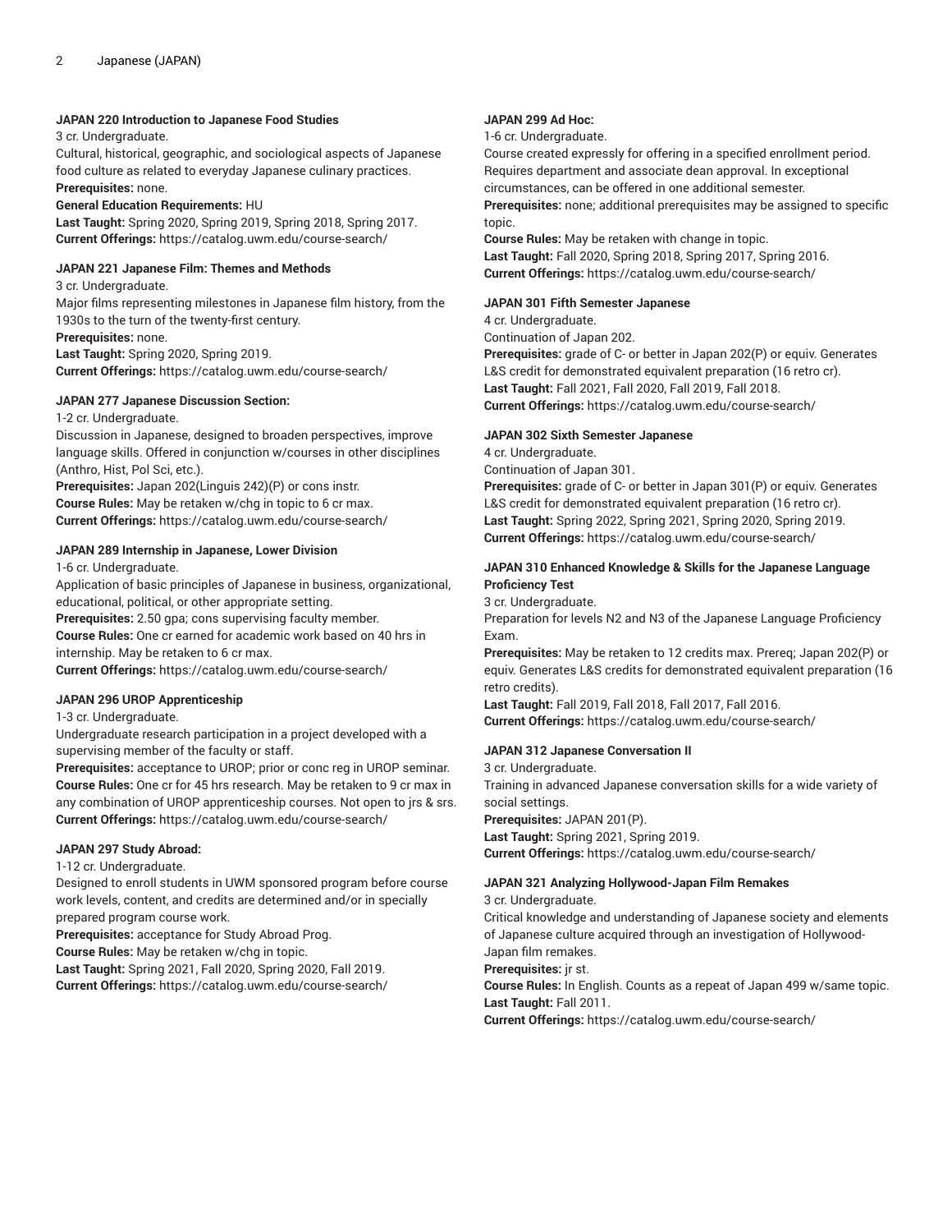#### JAPAN 220 Introduction to Japanese Food Studies

3 cr. Undergraduate.

Cultural, historical, geographic, and sociological aspects of Japanese food culture as related to everyday Japanese culinary practices.

**Prerequisites:** none.

**General Education Requirements:** HU

**Last Taught:** Spring 2020, Spring 2019, Spring 2018, Spring 2017.

**Current Offerings:** https://catalog.uwm.edu/course-search/

#### JAPAN 221 Japanese Film: Themes and Methods

3 cr. Undergraduate.

Major films representing milestones in Japanese film history, from the 1930s to the turn of the twenty-first century.

**Prerequisites:** none.

**Last Taught:** Spring 2020, Spring 2019.

**Current Offerings:** https://catalog.uwm.edu/course-search/

#### JAPAN 277 Japanese Discussion Section:

1-2 cr. Undergraduate.

Discussion in Japanese, designed to broaden perspectives, improve language skills. Offered in conjunction w/courses in other disciplines (Anthro, Hist, Pol Sci, etc.).

**Prerequisites:** Japan 202(Linguis 242)(P) or cons instr.

**Course Rules:** May be retaken w/chg in topic to 6 cr max.

**Current Offerings:** https://catalog.uwm.edu/course-search/

#### JAPAN 289 Internship in Japanese, Lower Division

1-6 cr. Undergraduate.

Application of basic principles of Japanese in business, organizational, educational, political, or other appropriate setting.

**Prerequisites:** 2.50 gpa; cons supervising faculty member.

**Course Rules:** One cr earned for academic work based on 40 hrs in internship. May be retaken to 6 cr max.

**Current Offerings:** https://catalog.uwm.edu/course-search/

#### JAPAN 296 UROP Apprenticeship

1-3 cr. Undergraduate.

Undergraduate research participation in a project developed with a supervising member of the faculty or staff.

**Prerequisites:** acceptance to UROP; prior or conc reg in UROP seminar.

**Course Rules:** One cr for 45 hrs research. May be retaken to 9 cr max in any combination of UROP apprenticeship courses. Not open to jrs & srs.

**Current Offerings:** https://catalog.uwm.edu/course-search/

#### JAPAN 297 Study Abroad:

1-12 cr. Undergraduate.

Designed to enroll students in UWM sponsored program before course work levels, content, and credits are determined and/or in specially prepared program course work.

**Prerequisites:** acceptance for Study Abroad Prog.

**Course Rules:** May be retaken w/chg in topic.

**Last Taught:** Spring 2021, Fall 2020, Spring 2020, Fall 2019.

**Current Offerings:** https://catalog.uwm.edu/course-search/

#### JAPAN 299 Ad Hoc:

1-6 cr. Undergraduate.

Course created expressly for offering in a specified enrollment period. Requires department and associate dean approval. In exceptional circumstances, can be offered in one additional semester.

**Prerequisites:** none; additional prerequisites may be assigned to specific topic.

**Course Rules:** May be retaken with change in topic.

**Last Taught:** Fall 2020, Spring 2018, Spring 2017, Spring 2016.

**Current Offerings:** https://catalog.uwm.edu/course-search/

#### JAPAN 301 Fifth Semester Japanese

4 cr. Undergraduate.

Continuation of Japan 202.

**Prerequisites:** grade of C- or better in Japan 202(P) or equiv. Generates L&S credit for demonstrated equivalent preparation (16 retro cr).

**Last Taught:** Fall 2021, Fall 2020, Fall 2019, Fall 2018.

**Current Offerings:** https://catalog.uwm.edu/course-search/

#### JAPAN 302 Sixth Semester Japanese

4 cr. Undergraduate.

Continuation of Japan 301.

**Prerequisites:** grade of C- or better in Japan 301(P) or equiv. Generates L&S credit for demonstrated equivalent preparation (16 retro cr).

**Last Taught:** Spring 2022, Spring 2021, Spring 2020, Spring 2019.

**Current Offerings:** https://catalog.uwm.edu/course-search/

#### JAPAN 310 Enhanced Knowledge & Skills for the Japanese Language Proficiency Test

3 cr. Undergraduate.

Preparation for levels N2 and N3 of the Japanese Language Proficiency Exam.

**Prerequisites:** May be retaken to 12 credits max. Prereq; Japan 202(P) or equiv. Generates L&S credits for demonstrated equivalent preparation (16 retro credits).

**Last Taught:** Fall 2019, Fall 2018, Fall 2017, Fall 2016.

**Current Offerings:** https://catalog.uwm.edu/course-search/

#### JAPAN 312 Japanese Conversation II

3 cr. Undergraduate.

Training in advanced Japanese conversation skills for a wide variety of social settings.

**Prerequisites:** JAPAN 201(P).

**Last Taught:** Spring 2021, Spring 2019.

**Current Offerings:** https://catalog.uwm.edu/course-search/

#### JAPAN 321 Analyzing Hollywood-Japan Film Remakes

3 cr. Undergraduate.

Critical knowledge and understanding of Japanese society and elements of Japanese culture acquired through an investigation of Hollywood-Japan film remakes.

**Prerequisites:** jr st.

**Course Rules:** In English. Counts as a repeat of Japan 499 w/same topic.

**Last Taught:** Fall 2011.

**Current Offerings:** https://catalog.uwm.edu/course-search/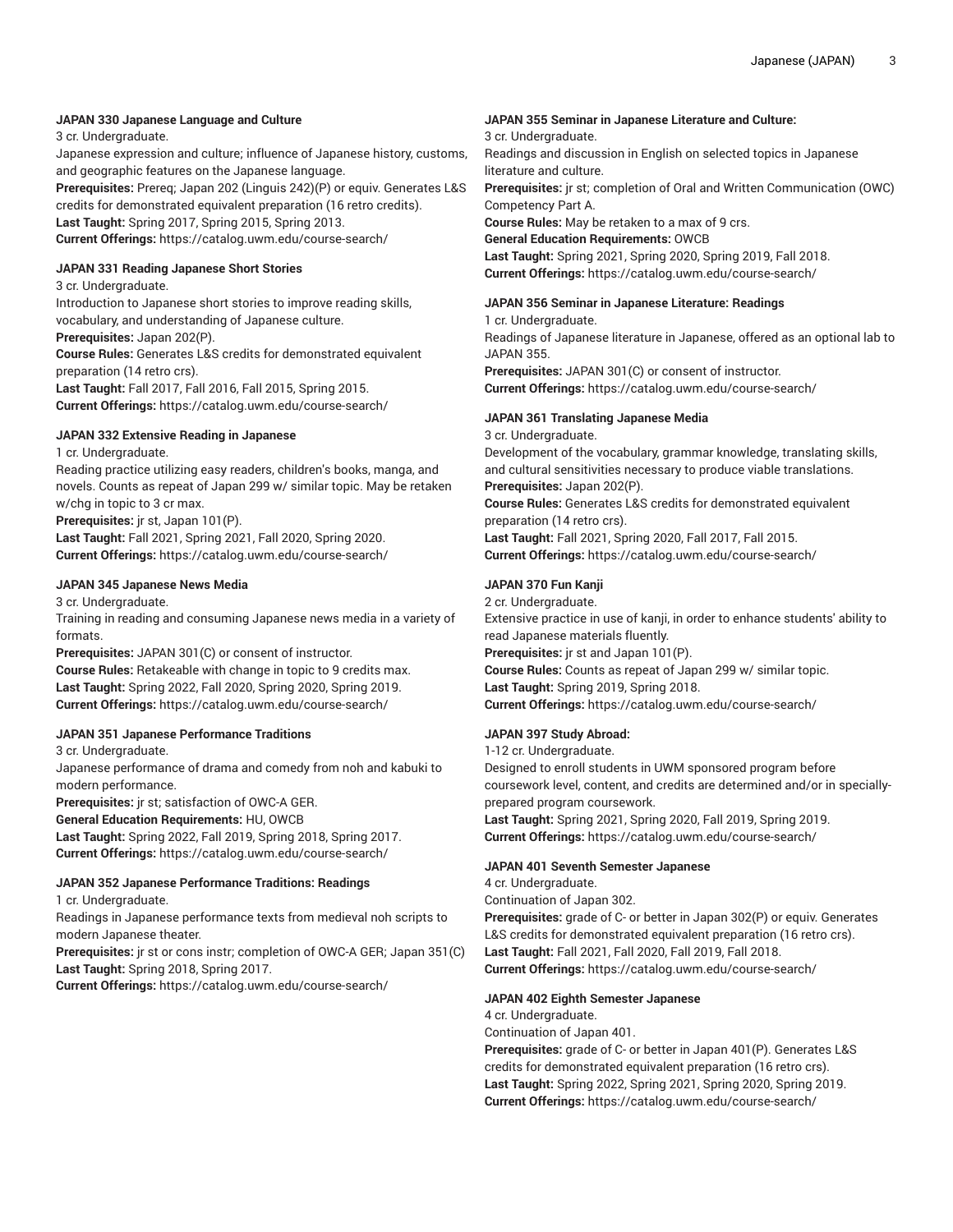#### JAPAN 330 Japanese Language and Culture

3 cr. Undergraduate.

Japanese expression and culture; influence of Japanese history, customs, and geographic features on the Japanese language.

**Prerequisites:** Prereq; Japan 202 (Linguis 242)(P) or equiv. Generates L&S credits for demonstrated equivalent preparation (16 retro credits).

**Last Taught:** Spring 2017, Spring 2015, Spring 2013.

**Current Offerings:** https://catalog.uwm.edu/course-search/

#### JAPAN 331 Reading Japanese Short Stories

3 cr. Undergraduate.

Introduction to Japanese short stories to improve reading skills, vocabulary, and understanding of Japanese culture.

**Prerequisites:** Japan 202(P).

**Course Rules:** Generates L&S credits for demonstrated equivalent preparation (14 retro crs).

**Last Taught:** Fall 2017, Fall 2016, Fall 2015, Spring 2015.

**Current Offerings:** https://catalog.uwm.edu/course-search/

#### JAPAN 332 Extensive Reading in Japanese

1 cr. Undergraduate.

Reading practice utilizing easy readers, children's books, manga, and novels. Counts as repeat of Japan 299 w/ similar topic. May be retaken w/chg in topic to 3 cr max.

**Prerequisites:** jr st, Japan 101(P).

**Last Taught:** Fall 2021, Spring 2021, Fall 2020, Spring 2020.

**Current Offerings:** https://catalog.uwm.edu/course-search/

#### JAPAN 345 Japanese News Media

3 cr. Undergraduate.

Training in reading and consuming Japanese news media in a variety of formats.

**Prerequisites:** JAPAN 301(C) or consent of instructor.

**Course Rules:** Retakeable with change in topic to 9 credits max.

**Last Taught:** Spring 2022, Fall 2020, Spring 2020, Spring 2019.

**Current Offerings:** https://catalog.uwm.edu/course-search/

#### JAPAN 351 Japanese Performance Traditions

3 cr. Undergraduate.

Japanese performance of drama and comedy from noh and kabuki to modern performance.

**Prerequisites:** jr st; satisfaction of OWC-A GER.

**General Education Requirements:** HU, OWCB

**Last Taught:** Spring 2022, Fall 2019, Spring 2018, Spring 2017.

**Current Offerings:** https://catalog.uwm.edu/course-search/

#### JAPAN 352 Japanese Performance Traditions: Readings

1 cr. Undergraduate.

Readings in Japanese performance texts from medieval noh scripts to modern Japanese theater.

**Prerequisites:** jr st or cons instr; completion of OWC-A GER; Japan 351(C)

**Last Taught:** Spring 2018, Spring 2017.

**Current Offerings:** https://catalog.uwm.edu/course-search/

#### JAPAN 355 Seminar in Japanese Literature and Culture:

3 cr. Undergraduate.

Readings and discussion in English on selected topics in Japanese literature and culture.

**Prerequisites:** jr st; completion of Oral and Written Communication (OWC) Competency Part A.

**Course Rules:** May be retaken to a max of 9 crs.

**General Education Requirements:** OWCB

**Last Taught:** Spring 2021, Spring 2020, Spring 2019, Fall 2018.

**Current Offerings:** https://catalog.uwm.edu/course-search/

#### JAPAN 356 Seminar in Japanese Literature: Readings

1 cr. Undergraduate.

Readings of Japanese literature in Japanese, offered as an optional lab to JAPAN 355.

**Prerequisites:** JAPAN 301(C) or consent of instructor.

**Current Offerings:** https://catalog.uwm.edu/course-search/

#### JAPAN 361 Translating Japanese Media

3 cr. Undergraduate.

Development of the vocabulary, grammar knowledge, translating skills, and cultural sensitivities necessary to produce viable translations.

**Prerequisites:** Japan 202(P).

**Course Rules:** Generates L&S credits for demonstrated equivalent preparation (14 retro crs).

**Last Taught:** Fall 2021, Spring 2020, Fall 2017, Fall 2015.

**Current Offerings:** https://catalog.uwm.edu/course-search/

#### JAPAN 370 Fun Kanji

2 cr. Undergraduate.

Extensive practice in use of kanji, in order to enhance students' ability to read Japanese materials fluently.

**Prerequisites:** jr st and Japan 101(P).

**Course Rules:** Counts as repeat of Japan 299 w/ similar topic.

**Last Taught:** Spring 2019, Spring 2018.

**Current Offerings:** https://catalog.uwm.edu/course-search/

#### JAPAN 397 Study Abroad:

1-12 cr. Undergraduate.

Designed to enroll students in UWM sponsored program before coursework level, content, and credits are determined and/or in specially-prepared program coursework.

**Last Taught:** Spring 2021, Spring 2020, Fall 2019, Spring 2019.

**Current Offerings:** https://catalog.uwm.edu/course-search/

#### JAPAN 401 Seventh Semester Japanese

4 cr. Undergraduate.

Continuation of Japan 302.

**Prerequisites:** grade of C- or better in Japan 302(P) or equiv. Generates L&S credits for demonstrated equivalent preparation (16 retro crs).

**Last Taught:** Fall 2021, Fall 2020, Fall 2019, Fall 2018.

**Current Offerings:** https://catalog.uwm.edu/course-search/

#### JAPAN 402 Eighth Semester Japanese

4 cr. Undergraduate.

Continuation of Japan 401.

**Prerequisites:** grade of C- or better in Japan 401(P). Generates L&S credits for demonstrated equivalent preparation (16 retro crs).

**Last Taught:** Spring 2022, Spring 2021, Spring 2020, Spring 2019.

**Current Offerings:** https://catalog.uwm.edu/course-search/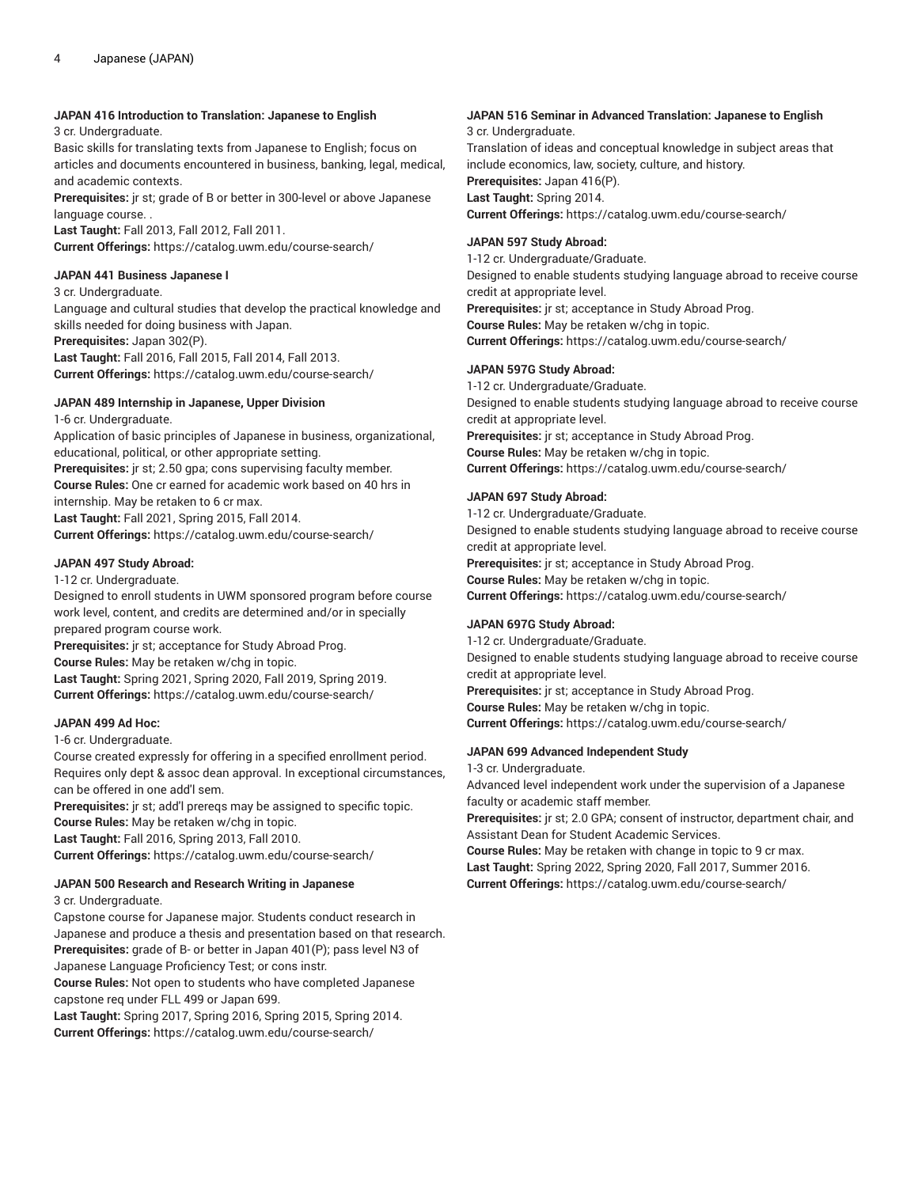**JAPAN 416 Introduction to Translation: Japanese to English**

3 cr. Undergraduate.

Basic skills for translating texts from Japanese to English; focus on articles and documents encountered in business, banking, legal, medical, and academic contexts.

**Prerequisites:** jr st; grade of B or better in 300-level or above Japanese language course. .

**Last Taught:** Fall 2013, Fall 2012, Fall 2011.

**Current Offerings:** https://catalog.uwm.edu/course-search/

**JAPAN 441 Business Japanese I**

3 cr. Undergraduate.

Language and cultural studies that develop the practical knowledge and skills needed for doing business with Japan.

**Prerequisites:** Japan 302(P).

**Last Taught:** Fall 2016, Fall 2015, Fall 2014, Fall 2013.

**Current Offerings:** https://catalog.uwm.edu/course-search/

**JAPAN 489 Internship in Japanese, Upper Division**

1-6 cr. Undergraduate.

Application of basic principles of Japanese in business, organizational, educational, political, or other appropriate setting.

**Prerequisites:** jr st; 2.50 gpa; cons supervising faculty member.

**Course Rules:** One cr earned for academic work based on 40 hrs in internship. May be retaken to 6 cr max.

**Last Taught:** Fall 2021, Spring 2015, Fall 2014.

**Current Offerings:** https://catalog.uwm.edu/course-search/

**JAPAN 497 Study Abroad:**

1-12 cr. Undergraduate.

Designed to enroll students in UWM sponsored program before course work level, content, and credits are determined and/or in specially prepared program course work.

**Prerequisites:** jr st; acceptance for Study Abroad Prog.

**Course Rules:** May be retaken w/chg in topic.

**Last Taught:** Spring 2021, Spring 2020, Fall 2019, Spring 2019.

**Current Offerings:** https://catalog.uwm.edu/course-search/

**JAPAN 499 Ad Hoc:**

1-6 cr. Undergraduate.

Course created expressly for offering in a specified enrollment period. Requires only dept & assoc dean approval. In exceptional circumstances, can be offered in one add'l sem.

**Prerequisites:** jr st; add'l prereqs may be assigned to specific topic.

**Course Rules:** May be retaken w/chg in topic.

**Last Taught:** Fall 2016, Spring 2013, Fall 2010.

**Current Offerings:** https://catalog.uwm.edu/course-search/

**JAPAN 500 Research and Research Writing in Japanese**

3 cr. Undergraduate.

Capstone course for Japanese major. Students conduct research in Japanese and produce a thesis and presentation based on that research.

**Prerequisites:** grade of B- or better in Japan 401(P); pass level N3 of Japanese Language Proficiency Test; or cons instr.

**Course Rules:** Not open to students who have completed Japanese capstone req under FLL 499 or Japan 699.

**Last Taught:** Spring 2017, Spring 2016, Spring 2015, Spring 2014.

**Current Offerings:** https://catalog.uwm.edu/course-search/

**JAPAN 516 Seminar in Advanced Translation: Japanese to English**

3 cr. Undergraduate.

Translation of ideas and conceptual knowledge in subject areas that include economics, law, society, culture, and history.

**Prerequisites:** Japan 416(P).

**Last Taught:** Spring 2014.

**Current Offerings:** https://catalog.uwm.edu/course-search/

**JAPAN 597 Study Abroad:**

1-12 cr. Undergraduate/Graduate.

Designed to enable students studying language abroad to receive course credit at appropriate level.

**Prerequisites:** jr st; acceptance in Study Abroad Prog.

**Course Rules:** May be retaken w/chg in topic.

**Current Offerings:** https://catalog.uwm.edu/course-search/

**JAPAN 597G Study Abroad:**

1-12 cr. Undergraduate/Graduate.

Designed to enable students studying language abroad to receive course credit at appropriate level.

**Prerequisites:** jr st; acceptance in Study Abroad Prog.

**Course Rules:** May be retaken w/chg in topic.

**Current Offerings:** https://catalog.uwm.edu/course-search/

**JAPAN 697 Study Abroad:**

1-12 cr. Undergraduate/Graduate.

Designed to enable students studying language abroad to receive course credit at appropriate level.

**Prerequisites:** jr st; acceptance in Study Abroad Prog.

**Course Rules:** May be retaken w/chg in topic.

**Current Offerings:** https://catalog.uwm.edu/course-search/

**JAPAN 697G Study Abroad:**

1-12 cr. Undergraduate/Graduate.

Designed to enable students studying language abroad to receive course credit at appropriate level.

**Prerequisites:** jr st; acceptance in Study Abroad Prog.

**Course Rules:** May be retaken w/chg in topic.

**Current Offerings:** https://catalog.uwm.edu/course-search/

**JAPAN 699 Advanced Independent Study**

1-3 cr. Undergraduate.

Advanced level independent work under the supervision of a Japanese faculty or academic staff member.

**Prerequisites:** jr st; 2.0 GPA; consent of instructor, department chair, and Assistant Dean for Student Academic Services.

**Course Rules:** May be retaken with change in topic to 9 cr max.

**Last Taught:** Spring 2022, Spring 2020, Fall 2017, Summer 2016.

**Current Offerings:** https://catalog.uwm.edu/course-search/